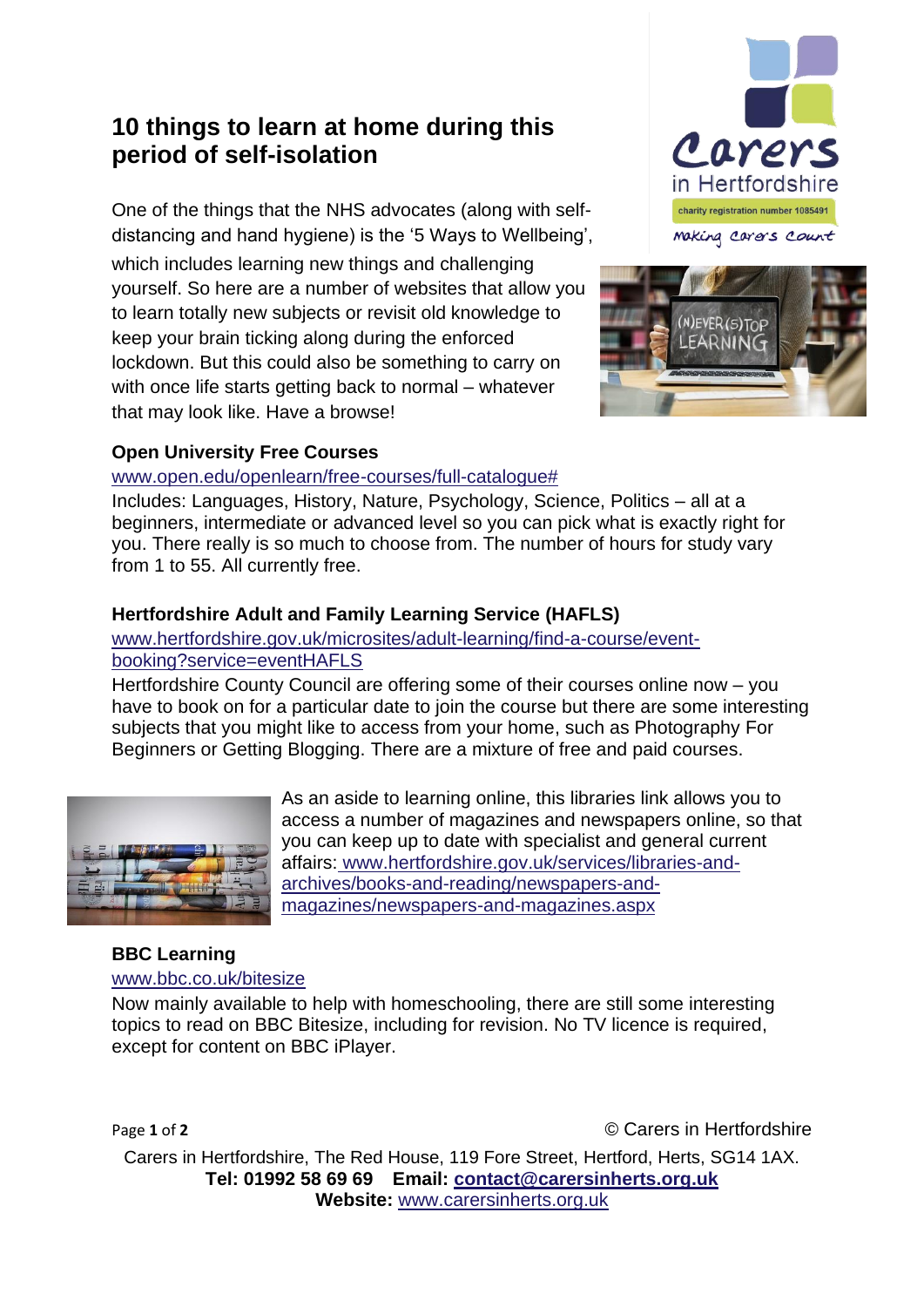# 10 things to learn at home during this period of self-isolation

One of the things that the NHS advocates (along with self-distancing and hand hygiene) is the '5 Ways to Wellbeing', which includes learning new things and challenging yourself. So here are a number of websites that allow you to learn totally new subjects or revisit old knowledge to keep your brain ticking along during the enforced lockdown. But this could also be something to carry on with once life starts getting back to normal – whatever that may look like. Have a browse!

### Open University Free Courses

www.open.edu/openlearn/free-courses/full-catalogue#

Includes: Languages, History, Nature, Psychology, Science, Politics – all at a beginners, intermediate or advanced level so you can pick what is exactly right for you. There really is so much to choose from. The number of hours for study vary from 1 to 55. All currently free.

### Hertfordshire Adult and Family Learning Service (HAFLS)

www.hertfordshire.gov.uk/microsites/adult-learning/find-a-course/event-booking?service=eventHAFLS

Hertfordshire County Council are offering some of their courses online now – you have to book on for a particular date to join the course but there are some interesting subjects that you might like to access from your home, such as Photography For Beginners or Getting Blogging. There are a mixture of free and paid courses.

As an aside to learning online, this libraries link allows you to access a number of magazines and newspapers online, so that you can keep up to date with specialist and general current affairs: www.hertfordshire.gov.uk/services/libraries-and-archives/books-and-reading/newspapers-and-magazines/newspapers-and-magazines.aspx

### BBC Learning

www.bbc.co.uk/bitesize

Now mainly available to help with homeschooling, there are still some interesting topics to read on BBC Bitesize, including for revision. No TV licence is required, except for content on BBC iPlayer.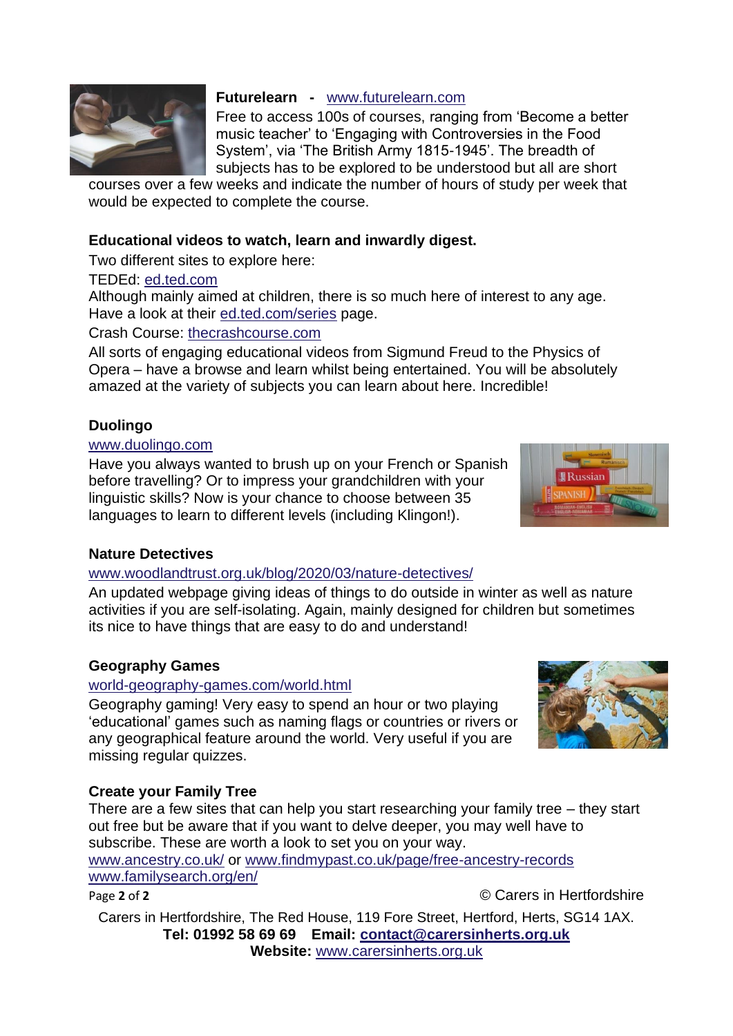**Futurelearn** - www.futurelearn.com

Free to access 100s of courses, ranging from 'Become a better music teacher' to 'Engaging with Controversies in the Food System', via 'The British Army 1815-1945'. The breadth of subjects has to be explored to be understood but all are short courses over a few weeks and indicate the number of hours of study per week that would be expected to complete the course.

**Educational videos to watch, learn and inwardly digest.**

Two different sites to explore here:

TEDEd: ed.ted.com

Although mainly aimed at children, there is so much here of interest to any age. Have a look at their ed.ted.com/series page.

Crash Course: thecrashcourse.com

All sorts of engaging educational videos from Sigmund Freud to the Physics of Opera – have a browse and learn whilst being entertained. You will be absolutely amazed at the variety of subjects you can learn about here. Incredible!

**Duolingo**

www.duolingo.com

Have you always wanted to brush up on your French or Spanish before travelling? Or to impress your grandchildren with your linguistic skills? Now is your chance to choose between 35 languages to learn to different levels (including Klingon!).

**Nature Detectives**

www.woodlandtrust.org.uk/blog/2020/03/nature-detectives/

An updated webpage giving ideas of things to do outside in winter as well as nature activities if you are self-isolating. Again, mainly designed for children but sometimes its nice to have things that are easy to do and understand!

**Geography Games**

world-geography-games.com/world.html

Geography gaming! Very easy to spend an hour or two playing 'educational' games such as naming flags or countries or rivers or any geographical feature around the world. Very useful if you are missing regular quizzes.

**Create your Family Tree**

There are a few sites that can help you start researching your family tree – they start out free but be aware that if you want to delve deeper, you may well have to subscribe. These are worth a look to set you on your way.

www.ancestry.co.uk/ or www.findmypast.co.uk/page/free-ancestry-records

www.familysearch.org/en/

© Carers in Hertfordshire

Carers in Hertfordshire, The Red House, 119 Fore Street, Hertford, Herts, SG14 1AX.

**Tel: 01992 58 69 69 Email: contact@carersinherts.org.uk**

**Website:** www.carersinherts.org.uk